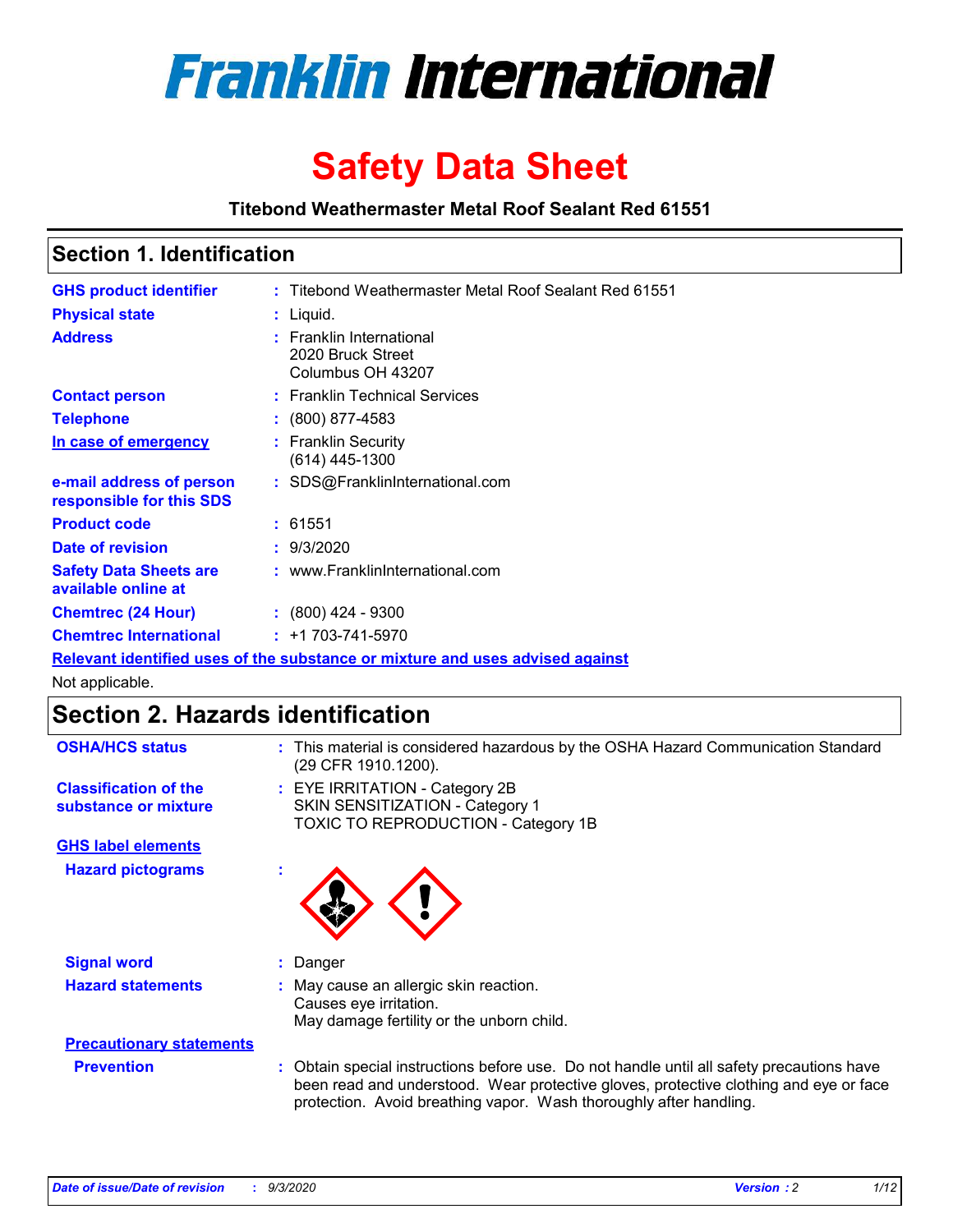# Franklin International

# Safety Data Sheet

**Titebond Weathermaster Metal Roof Sealant Red 61551**

## Section 1. Identification

| | |
|---|---|
| **GHS product identifier** | : Titebond Weathermaster Metal Roof Sealant Red 61551 |
| **Physical state** | : Liquid. |
| **Address** | : Franklin International<br>2020 Bruck Street<br>Columbus OH 43207 |
| **Contact person** | : Franklin Technical Services |
| **Telephone** | : (800) 877-4583 |
| **In case of emergency** | : Franklin Security<br>(614) 445-1300 |
| **e-mail address of person responsible for this SDS** | : SDS@FranklinInternational.com |
| **Product code** | : 61551 |
| **Date of revision** | : 9/3/2020 |
| **Safety Data Sheets are available online at** | : www.FranklinInternational.com |
| **Chemtrec (24 Hour)** | : (800) 424 - 9300 |
| **Chemtrec International** | : +1 703-741-5970 |

**Relevant identified uses of the substance or mixture and uses advised against**

Not applicable.

## Section 2. Hazards identification

| | |
|---|---|
| **OSHA/HCS status** | : This material is considered hazardous by the OSHA Hazard Communication Standard (29 CFR 1910.1200). |
| **Classification of the substance or mixture** | : EYE IRRITATION - Category 2B<br>SKIN SENSITIZATION - Category 1<br>TOXIC TO REPRODUCTION - Category 1B |

**GHS label elements**

| | |
|---|---|
| **Hazard pictograms** | : |
| **Signal word** | : Danger |
| **Hazard statements** | : May cause an allergic skin reaction.<br>Causes eye irritation.<br>May damage fertility or the unborn child. |

**Precautionary statements**

| | |
|---|---|
| **Prevention** | : Obtain special instructions before use. Do not handle until all safety precautions have been read and understood. Wear protective gloves, protective clothing and eye or face protection. Avoid breathing vapor. Wash thoroughly after handling. |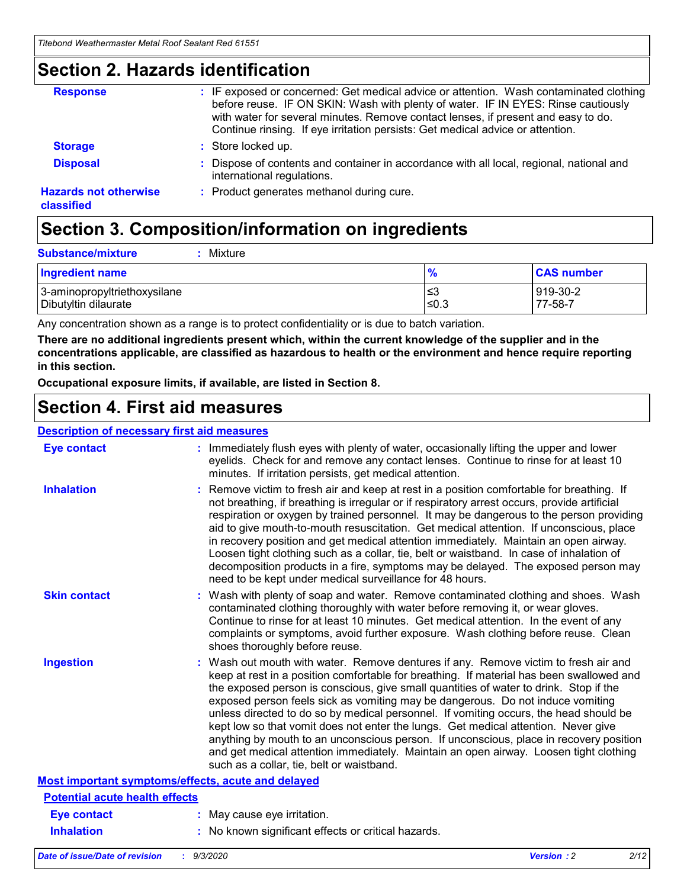## Section 2. Hazards identification

**Response** : IF exposed or concerned: Get medical advice or attention. Wash contaminated clothing before reuse. IF ON SKIN: Wash with plenty of water. IF IN EYES: Rinse cautiously with water for several minutes. Remove contact lenses, if present and easy to do. Continue rinsing. If eye irritation persists: Get medical advice or attention.

**Storage** : Store locked up.

**Disposal** : Dispose of contents and container in accordance with all local, regional, national and international regulations.

**Hazards not otherwise classified** : Product generates methanol during cure.

## Section 3. Composition/information on ingredients

**Substance/mixture** : Mixture

| Ingredient name | % | CAS number |
| --- | --- | --- |
| 3-aminopropyltriethoxysilane | ≤3 | 919-30-2 |
| Dibutyltin dilaurate | ≤0.3 | 77-58-7 |

Any concentration shown as a range is to protect confidentiality or is due to batch variation.

**There are no additional ingredients present which, within the current knowledge of the supplier and in the concentrations applicable, are classified as hazardous to health or the environment and hence require reporting in this section.**

**Occupational exposure limits, if available, are listed in Section 8.**

## Section 4. First aid measures

### Description of necessary first aid measures

**Eye contact** : Immediately flush eyes with plenty of water, occasionally lifting the upper and lower eyelids. Check for and remove any contact lenses. Continue to rinse for at least 10 minutes. If irritation persists, get medical attention.

**Inhalation** : Remove victim to fresh air and keep at rest in a position comfortable for breathing. If not breathing, if breathing is irregular or if respiratory arrest occurs, provide artificial respiration or oxygen by trained personnel. It may be dangerous to the person providing aid to give mouth-to-mouth resuscitation. Get medical attention. If unconscious, place in recovery position and get medical attention immediately. Maintain an open airway. Loosen tight clothing such as a collar, tie, belt or waistband. In case of inhalation of decomposition products in a fire, symptoms may be delayed. The exposed person may need to be kept under medical surveillance for 48 hours.

**Skin contact** : Wash with plenty of soap and water. Remove contaminated clothing and shoes. Wash contaminated clothing thoroughly with water before removing it, or wear gloves. Continue to rinse for at least 10 minutes. Get medical attention. In the event of any complaints or symptoms, avoid further exposure. Wash clothing before reuse. Clean shoes thoroughly before reuse.

**Ingestion** : Wash out mouth with water. Remove dentures if any. Remove victim to fresh air and keep at rest in a position comfortable for breathing. If material has been swallowed and the exposed person is conscious, give small quantities of water to drink. Stop if the exposed person feels sick as vomiting may be dangerous. Do not induce vomiting unless directed to do so by medical personnel. If vomiting occurs, the head should be kept low so that vomit does not enter the lungs. Get medical attention. Never give anything by mouth to an unconscious person. If unconscious, place in recovery position and get medical attention immediately. Maintain an open airway. Loosen tight clothing such as a collar, tie, belt or waistband.

### Most important symptoms/effects, acute and delayed

#### Potential acute health effects

**Eye contact** : May cause eye irritation.

**Inhalation** : No known significant effects or critical hazards.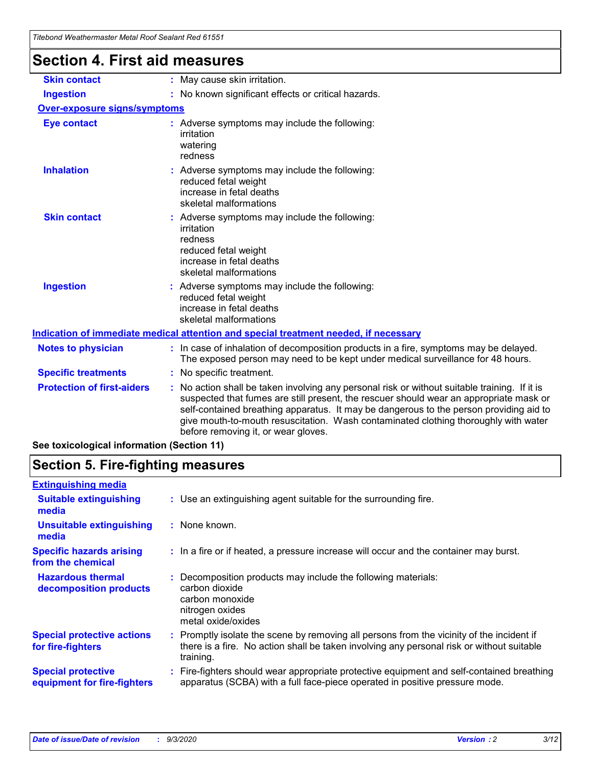## Section 4. First aid measures

| | |
|---|---|
| **Skin contact** | : May cause skin irritation. |
| **Ingestion** | : No known significant effects or critical hazards. |

**Over-exposure signs/symptoms**

| | |
|---|---|
| **Eye contact** | : Adverse symptoms may include the following:<br>irritation<br>watering<br>redness |
| **Inhalation** | : Adverse symptoms may include the following:<br>reduced fetal weight<br>increase in fetal deaths<br>skeletal malformations |
| **Skin contact** | : Adverse symptoms may include the following:<br>irritation<br>redness<br>reduced fetal weight<br>increase in fetal deaths<br>skeletal malformations |
| **Ingestion** | : Adverse symptoms may include the following:<br>reduced fetal weight<br>increase in fetal deaths<br>skeletal malformations |

**Indication of immediate medical attention and special treatment needed, if necessary**

| | |
|---|---|
| **Notes to physician** | : In case of inhalation of decomposition products in a fire, symptoms may be delayed. The exposed person may need to be kept under medical surveillance for 48 hours. |
| **Specific treatments** | : No specific treatment. |
| **Protection of first-aiders** | : No action shall be taken involving any personal risk or without suitable training. If it is suspected that fumes are still present, the rescuer should wear an appropriate mask or self-contained breathing apparatus. It may be dangerous to the person providing aid to give mouth-to-mouth resuscitation. Wash contaminated clothing thoroughly with water before removing it, or wear gloves. |

**See toxicological information (Section 11)**

## Section 5. Fire-fighting measures

**Extinguishing media**

| | |
|---|---|
| **Suitable extinguishing media** | : Use an extinguishing agent suitable for the surrounding fire. |
| **Unsuitable extinguishing media** | : None known. |
| **Specific hazards arising from the chemical** | : In a fire or if heated, a pressure increase will occur and the container may burst. |
| **Hazardous thermal decomposition products** | : Decomposition products may include the following materials:<br>carbon dioxide<br>carbon monoxide<br>nitrogen oxides<br>metal oxide/oxides |
| **Special protective actions for fire-fighters** | : Promptly isolate the scene by removing all persons from the vicinity of the incident if there is a fire. No action shall be taken involving any personal risk or without suitable training. |
| **Special protective equipment for fire-fighters** | : Fire-fighters should wear appropriate protective equipment and self-contained breathing apparatus (SCBA) with a full face-piece operated in positive pressure mode. |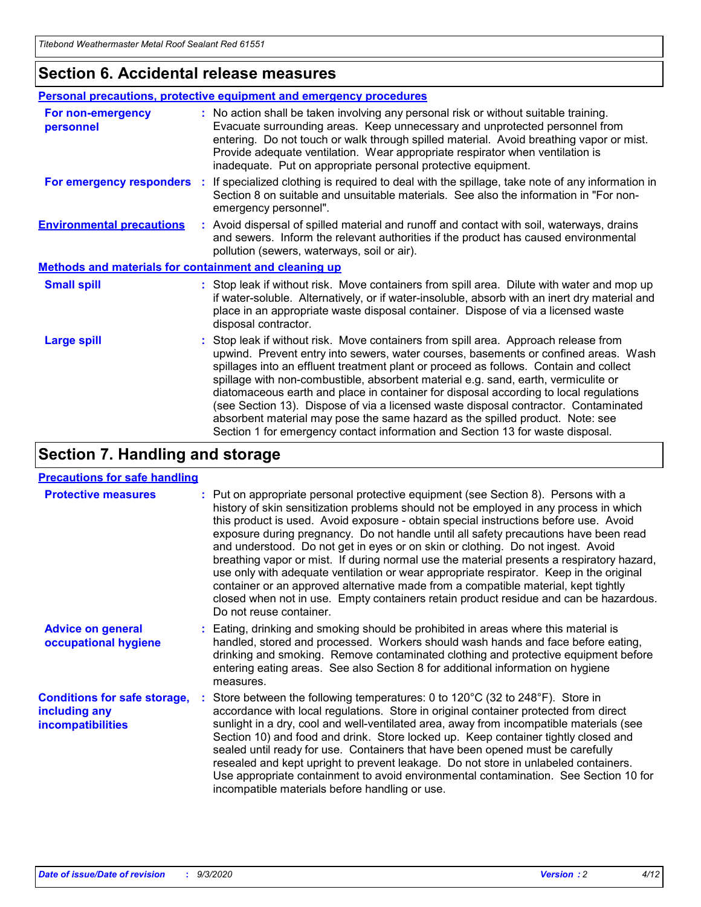## Section 6. Accidental release measures

### Personal precautions, protective equipment and emergency procedures

**For non-emergency personnel** : No action shall be taken involving any personal risk or without suitable training. Evacuate surrounding areas. Keep unnecessary and unprotected personnel from entering. Do not touch or walk through spilled material. Avoid breathing vapor or mist. Provide adequate ventilation. Wear appropriate respirator when ventilation is inadequate. Put on appropriate personal protective equipment.

**For emergency responders** : If specialized clothing is required to deal with the spillage, take note of any information in Section 8 on suitable and unsuitable materials. See also the information in "For non-emergency personnel".

**Environmental precautions** : Avoid dispersal of spilled material and runoff and contact with soil, waterways, drains and sewers. Inform the relevant authorities if the product has caused environmental pollution (sewers, waterways, soil or air).

### Methods and materials for containment and cleaning up

**Small spill** : Stop leak if without risk. Move containers from spill area. Dilute with water and mop up if water-soluble. Alternatively, or if water-insoluble, absorb with an inert dry material and place in an appropriate waste disposal container. Dispose of via a licensed waste disposal contractor.

**Large spill** : Stop leak if without risk. Move containers from spill area. Approach release from upwind. Prevent entry into sewers, water courses, basements or confined areas. Wash spillages into an effluent treatment plant or proceed as follows. Contain and collect spillage with non-combustible, absorbent material e.g. sand, earth, vermiculite or diatomaceous earth and place in container for disposal according to local regulations (see Section 13). Dispose of via a licensed waste disposal contractor. Contaminated absorbent material may pose the same hazard as the spilled product. Note: see Section 1 for emergency contact information and Section 13 for waste disposal.

## Section 7. Handling and storage

### Precautions for safe handling

**Protective measures** : Put on appropriate personal protective equipment (see Section 8). Persons with a history of skin sensitization problems should not be employed in any process in which this product is used. Avoid exposure - obtain special instructions before use. Avoid exposure during pregnancy. Do not handle until all safety precautions have been read and understood. Do not get in eyes or on skin or clothing. Do not ingest. Avoid breathing vapor or mist. If during normal use the material presents a respiratory hazard, use only with adequate ventilation or wear appropriate respirator. Keep in the original container or an approved alternative made from a compatible material, kept tightly closed when not in use. Empty containers retain product residue and can be hazardous. Do not reuse container.

**Advice on general occupational hygiene** : Eating, drinking and smoking should be prohibited in areas where this material is handled, stored and processed. Workers should wash hands and face before eating, drinking and smoking. Remove contaminated clothing and protective equipment before entering eating areas. See also Section 8 for additional information on hygiene measures.

**Conditions for safe storage, including any incompatibilities** : Store between the following temperatures: 0 to 120°C (32 to 248°F). Store in accordance with local regulations. Store in original container protected from direct sunlight in a dry, cool and well-ventilated area, away from incompatible materials (see Section 10) and food and drink. Store locked up. Keep container tightly closed and sealed until ready for use. Containers that have been opened must be carefully resealed and kept upright to prevent leakage. Do not store in unlabeled containers. Use appropriate containment to avoid environmental contamination. See Section 10 for incompatible materials before handling or use.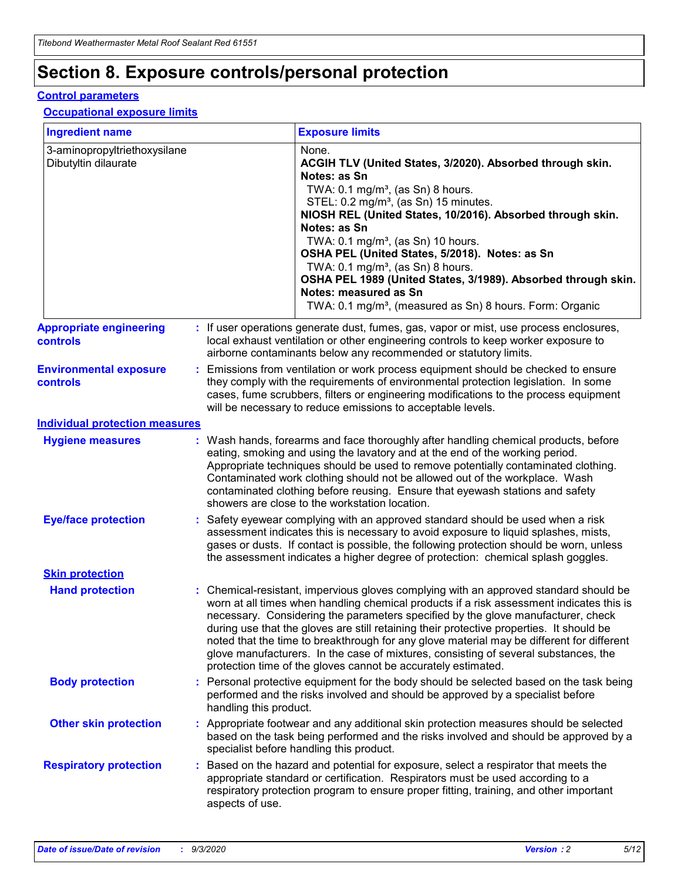# Section 8. Exposure controls/personal protection

## Control parameters

### Occupational exposure limits

| Ingredient name | Exposure limits |
|---|---|
| 3-aminopropyltriethoxysilane | None. |
| Dibutyltin dilaurate | **ACGIH TLV (United States, 3/2020). Absorbed through skin. Notes: as Sn**<br>TWA: 0.1 mg/m³, (as Sn) 8 hours.<br>STEL: 0.2 mg/m³, (as Sn) 15 minutes.<br>**NIOSH REL (United States, 10/2016). Absorbed through skin. Notes: as Sn**<br>TWA: 0.1 mg/m³, (as Sn) 10 hours.<br>**OSHA PEL (United States, 5/2018). Notes: as Sn**<br>TWA: 0.1 mg/m³, (as Sn) 8 hours.<br>**OSHA PEL 1989 (United States, 3/1989). Absorbed through skin. Notes: measured as Sn**<br>TWA: 0.1 mg/m³, (measured as Sn) 8 hours. Form: Organic |

**Appropriate engineering controls** : If user operations generate dust, fumes, gas, vapor or mist, use process enclosures, local exhaust ventilation or other engineering controls to keep worker exposure to airborne contaminants below any recommended or statutory limits.

**Environmental exposure controls** : Emissions from ventilation or work process equipment should be checked to ensure they comply with the requirements of environmental protection legislation. In some cases, fume scrubbers, filters or engineering modifications to the process equipment will be necessary to reduce emissions to acceptable levels.

## Individual protection measures

**Hygiene measures** : Wash hands, forearms and face thoroughly after handling chemical products, before eating, smoking and using the lavatory and at the end of the working period. Appropriate techniques should be used to remove potentially contaminated clothing. Contaminated work clothing should not be allowed out of the workplace. Wash contaminated clothing before reusing. Ensure that eyewash stations and safety showers are close to the workstation location.

**Eye/face protection** : Safety eyewear complying with an approved standard should be used when a risk assessment indicates this is necessary to avoid exposure to liquid splashes, mists, gases or dusts. If contact is possible, the following protection should be worn, unless the assessment indicates a higher degree of protection: chemical splash goggles.

### Skin protection

**Hand protection** : Chemical-resistant, impervious gloves complying with an approved standard should be worn at all times when handling chemical products if a risk assessment indicates this is necessary. Considering the parameters specified by the glove manufacturer, check during use that the gloves are still retaining their protective properties. It should be noted that the time to breakthrough for any glove material may be different for different glove manufacturers. In the case of mixtures, consisting of several substances, the protection time of the gloves cannot be accurately estimated.

**Body protection** : Personal protective equipment for the body should be selected based on the task being performed and the risks involved and should be approved by a specialist before handling this product.

**Other skin protection** : Appropriate footwear and any additional skin protection measures should be selected based on the task being performed and the risks involved and should be approved by a specialist before handling this product.

**Respiratory protection** : Based on the hazard and potential for exposure, select a respirator that meets the appropriate standard or certification. Respirators must be used according to a respiratory protection program to ensure proper fitting, training, and other important aspects of use.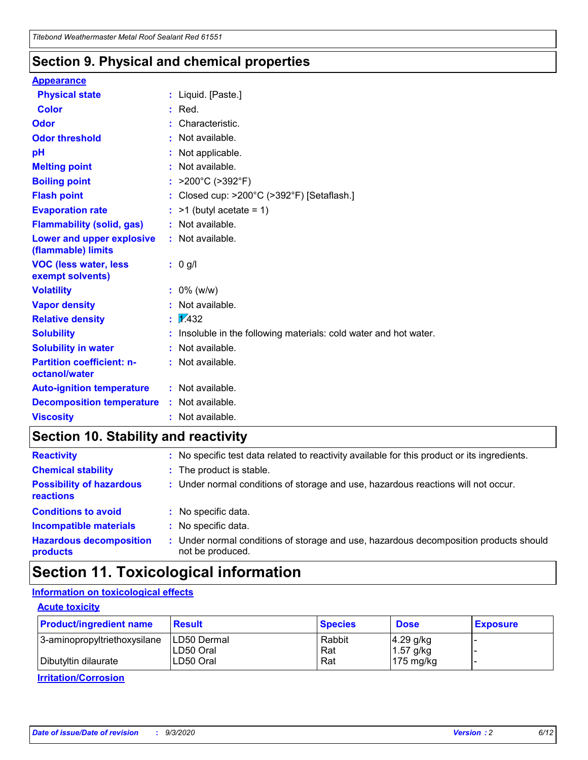## Section 9. Physical and chemical properties

**Appearance**

| | | |
|---|---|---|
| **Physical state** | : | Liquid. [Paste.] |
| **Color** | : | Red. |
| **Odor** | : | Characteristic. |
| **Odor threshold** | : | Not available. |
| **pH** | : | Not applicable. |
| **Melting point** | : | Not available. |
| **Boiling point** | : | >200°C (>392°F) |
| **Flash point** | : | Closed cup: >200°C (>392°F) [Setaflash.] |
| **Evaporation rate** | : | >1 (butyl acetate = 1) |
| **Flammability (solid, gas)** | : | Not available. |
| **Lower and upper explosive (flammable) limits** | : | Not available. |
| **VOC (less water, less exempt solvents)** | : | 0 g/l |
| **Volatility** | : | 0% (w/w) |
| **Vapor density** | : | Not available. |
| **Relative density** | : | 1.432 |
| **Solubility** | : | Insoluble in the following materials: cold water and hot water. |
| **Solubility in water** | : | Not available. |
| **Partition coefficient: n-octanol/water** | : | Not available. |
| **Auto-ignition temperature** | : | Not available. |
| **Decomposition temperature** | : | Not available. |
| **Viscosity** | : | Not available. |

## Section 10. Stability and reactivity

| | | |
|---|---|---|
| **Reactivity** | : | No specific test data related to reactivity available for this product or its ingredients. |
| **Chemical stability** | : | The product is stable. |
| **Possibility of hazardous reactions** | : | Under normal conditions of storage and use, hazardous reactions will not occur. |
| **Conditions to avoid** | : | No specific data. |
| **Incompatible materials** | : | No specific data. |
| **Hazardous decomposition products** | : | Under normal conditions of storage and use, hazardous decomposition products should not be produced. |

## Section 11. Toxicological information

**Information on toxicological effects**

**Acute toxicity**

| Product/ingredient name | Result | Species | Dose | Exposure |
|---|---|---|---|---|
| 3-aminopropyltriethoxysilane | LD50 Dermal | Rabbit | 4.29 g/kg | - |
| | LD50 Oral | Rat | 1.57 g/kg | - |
| Dibutyltin dilaurate | LD50 Oral | Rat | 175 mg/kg | - |

**Irritation/Corrosion**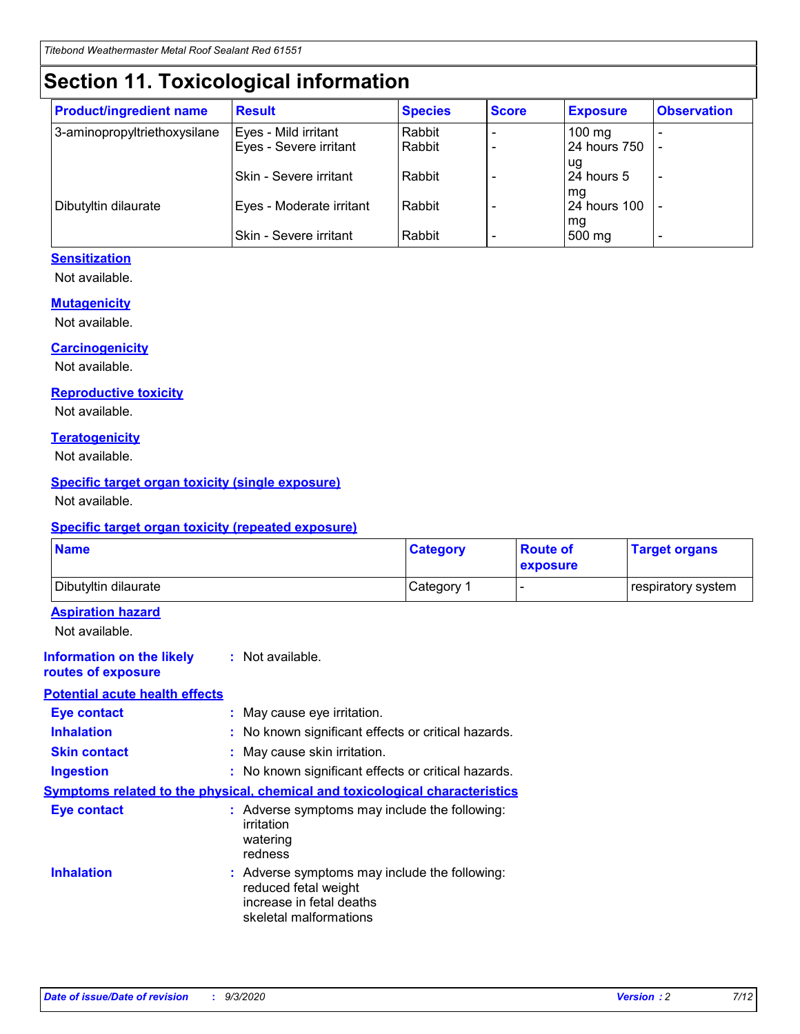# Section 11. Toxicological information

| Product/ingredient name | Result | Species | Score | Exposure | Observation |
|---|---|---|---|---|---|
| 3-aminopropyltriethoxysilane | Eyes - Mild irritant | Rabbit | - | 100 mg | - |
| | Eyes - Severe irritant | Rabbit | - | 24 hours 750 ug | - |
| | Skin - Severe irritant | Rabbit | - | 24 hours 5 mg | - |
| Dibutyltin dilaurate | Eyes - Moderate irritant | Rabbit | - | 24 hours 100 mg | - |
| | Skin - Severe irritant | Rabbit | - | 500 mg | - |

**Sensitization**

Not available.

**Mutagenicity**

Not available.

**Carcinogenicity**

Not available.

**Reproductive toxicity**

Not available.

**Teratogenicity**

Not available.

**Specific target organ toxicity (single exposure)**

Not available.

**Specific target organ toxicity (repeated exposure)**

| Name | Category | Route of exposure | Target organs |
|---|---|---|---|
| Dibutyltin dilaurate | Category 1 | - | respiratory system |

**Aspiration hazard**

Not available.

**Information on the likely routes of exposure** : Not available.

**Potential acute health effects**

**Eye contact** : May cause eye irritation.

**Inhalation** : No known significant effects or critical hazards.

**Skin contact** : May cause skin irritation.

**Ingestion** : No known significant effects or critical hazards.

**Symptoms related to the physical, chemical and toxicological characteristics**

**Eye contact** : Adverse symptoms may include the following:
irritation
watering
redness

**Inhalation** : Adverse symptoms may include the following:
reduced fetal weight
increase in fetal deaths
skeletal malformations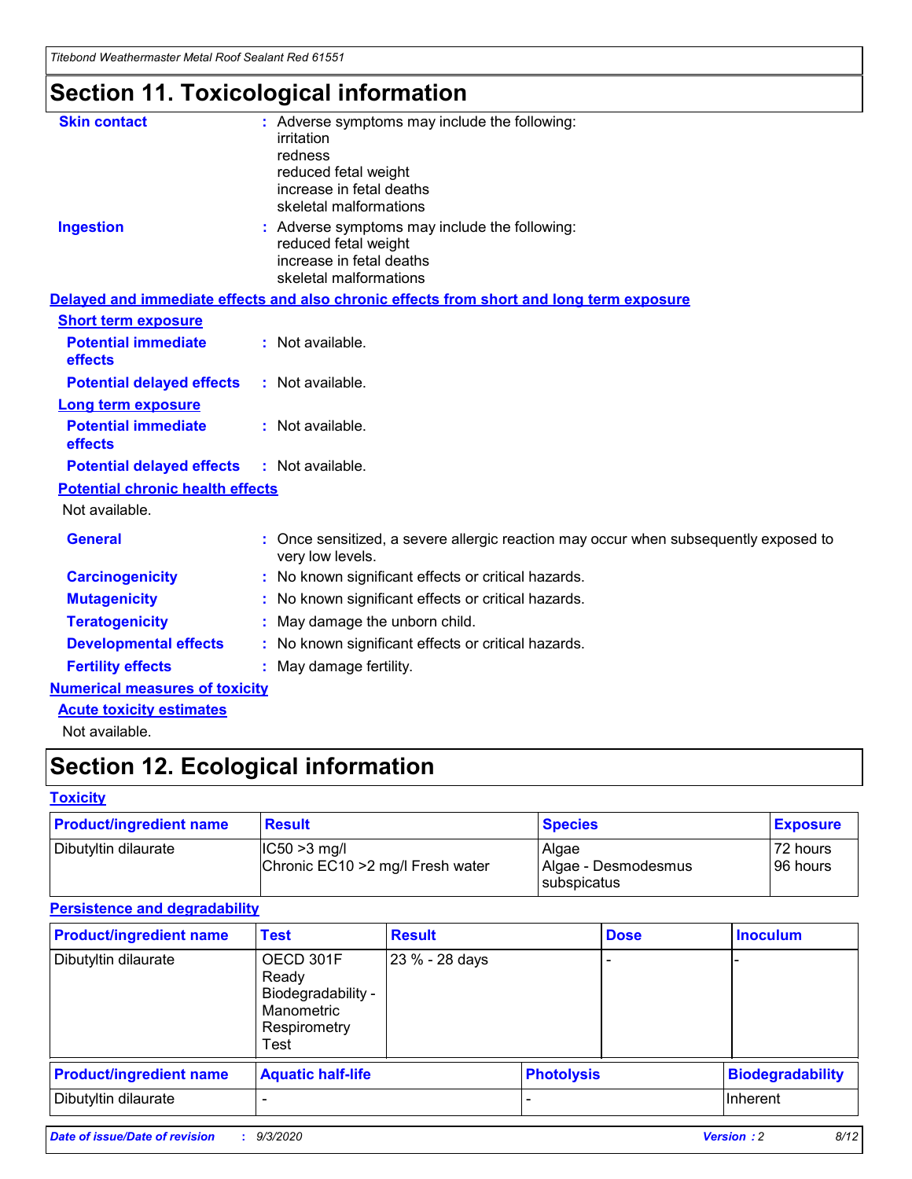# Section 11. Toxicological information

**Skin contact** : Adverse symptoms may include the following:
irritation
redness
reduced fetal weight
increase in fetal deaths
skeletal malformations

**Ingestion** : Adverse symptoms may include the following:
reduced fetal weight
increase in fetal deaths
skeletal malformations

## Delayed and immediate effects and also chronic effects from short and long term exposure

### Short term exposure

**Potential immediate effects** : Not available.

**Potential delayed effects** : Not available.

### Long term exposure

**Potential immediate effects** : Not available.

**Potential delayed effects** : Not available.

### Potential chronic health effects

Not available.

**General** : Once sensitized, a severe allergic reaction may occur when subsequently exposed to very low levels.

**Carcinogenicity** : No known significant effects or critical hazards.

**Mutagenicity** : No known significant effects or critical hazards.

**Teratogenicity** : May damage the unborn child.

**Developmental effects** : No known significant effects or critical hazards.

**Fertility effects** : May damage fertility.

## Numerical measures of toxicity

### Acute toxicity estimates

Not available.

# Section 12. Ecological information

## Toxicity

| Product/ingredient name | Result | Species | Exposure |
|---|---|---|---|
| Dibutyltin dilaurate | IC50 >3 mg/l<br>Chronic EC10 >2 mg/l Fresh water | Algae<br>Algae - Desmodesmus subspicatus | 72 hours<br>96 hours |

## Persistence and degradability

| Product/ingredient name | Test | Result | Dose | Inoculum |
|---|---|---|---|---|
| Dibutyltin dilaurate | OECD 301F Ready Biodegradability - Manometric Respirometry Test | 23 % - 28 days | - | - |

| Product/ingredient name | Aquatic half-life | Photolysis | Biodegradability |
|---|---|---|---|
| Dibutyltin dilaurate | - | - | Inherent |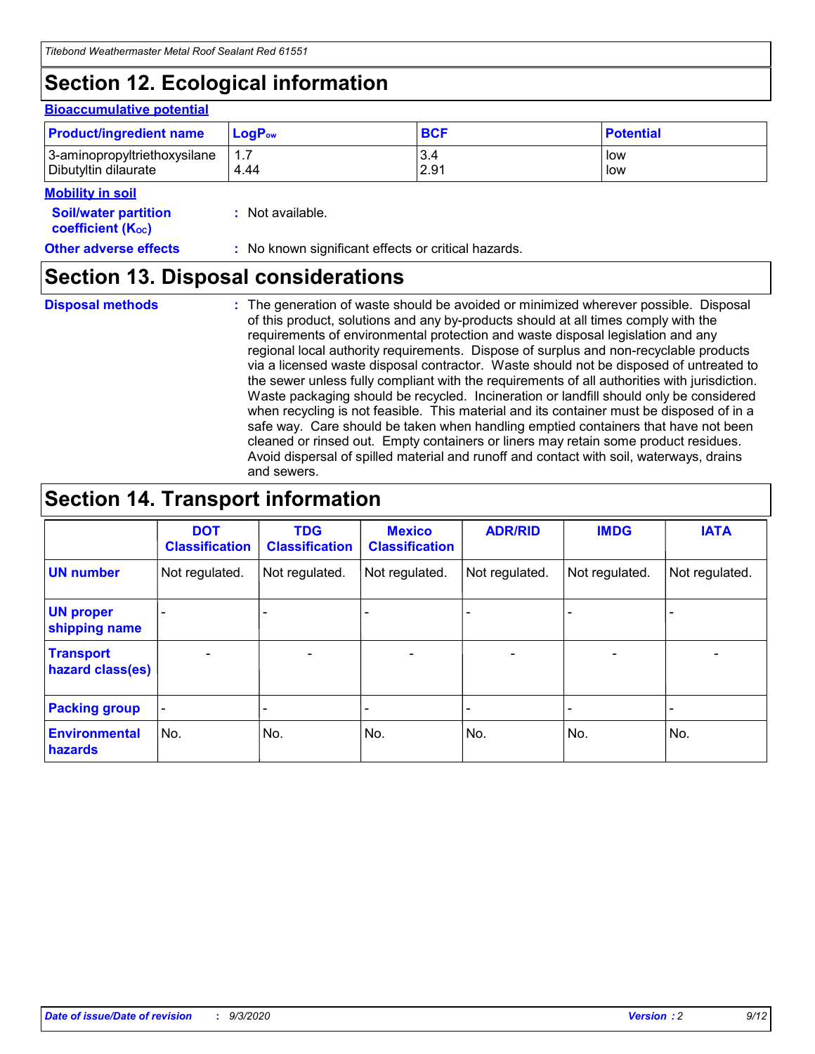# Section 12. Ecological information

### Bioaccumulative potential

| Product/ingredient name | $LogP_{ow}$ | BCF | Potential |
|---|---|---|---|
| 3-aminopropyltriethoxysilane | 1.7 | 3.4 | low |
| Dibutyltin dilaurate | 4.44 | 2.91 | low |

### Mobility in soil

**Soil/water partition coefficient ($K_{OC}$)** : Not available.

**Other adverse effects** : No known significant effects or critical hazards.

# Section 13. Disposal considerations

**Disposal methods** : The generation of waste should be avoided or minimized wherever possible. Disposal of this product, solutions and any by-products should at all times comply with the requirements of environmental protection and waste disposal legislation and any regional local authority requirements. Dispose of surplus and non-recyclable products via a licensed waste disposal contractor. Waste should not be disposed of untreated to the sewer unless fully compliant with the requirements of all authorities with jurisdiction. Waste packaging should be recycled. Incineration or landfill should only be considered when recycling is not feasible. This material and its container must be disposed of in a safe way. Care should be taken when handling emptied containers that have not been cleaned or rinsed out. Empty containers or liners may retain some product residues. Avoid dispersal of spilled material and runoff and contact with soil, waterways, drains and sewers.

# Section 14. Transport information

| | DOT Classification | TDG Classification | Mexico Classification | ADR/RID | IMDG | IATA |
|---|---|---|---|---|---|---|
| UN number | Not regulated. | Not regulated. | Not regulated. | Not regulated. | Not regulated. | Not regulated. |
| UN proper shipping name | - | - | - | - | - | - |
| Transport hazard class(es) | - | - | - | - | - | - |
| Packing group | - | - | - | - | - | - |
| Environmental hazards | No. | No. | No. | No. | No. | No. |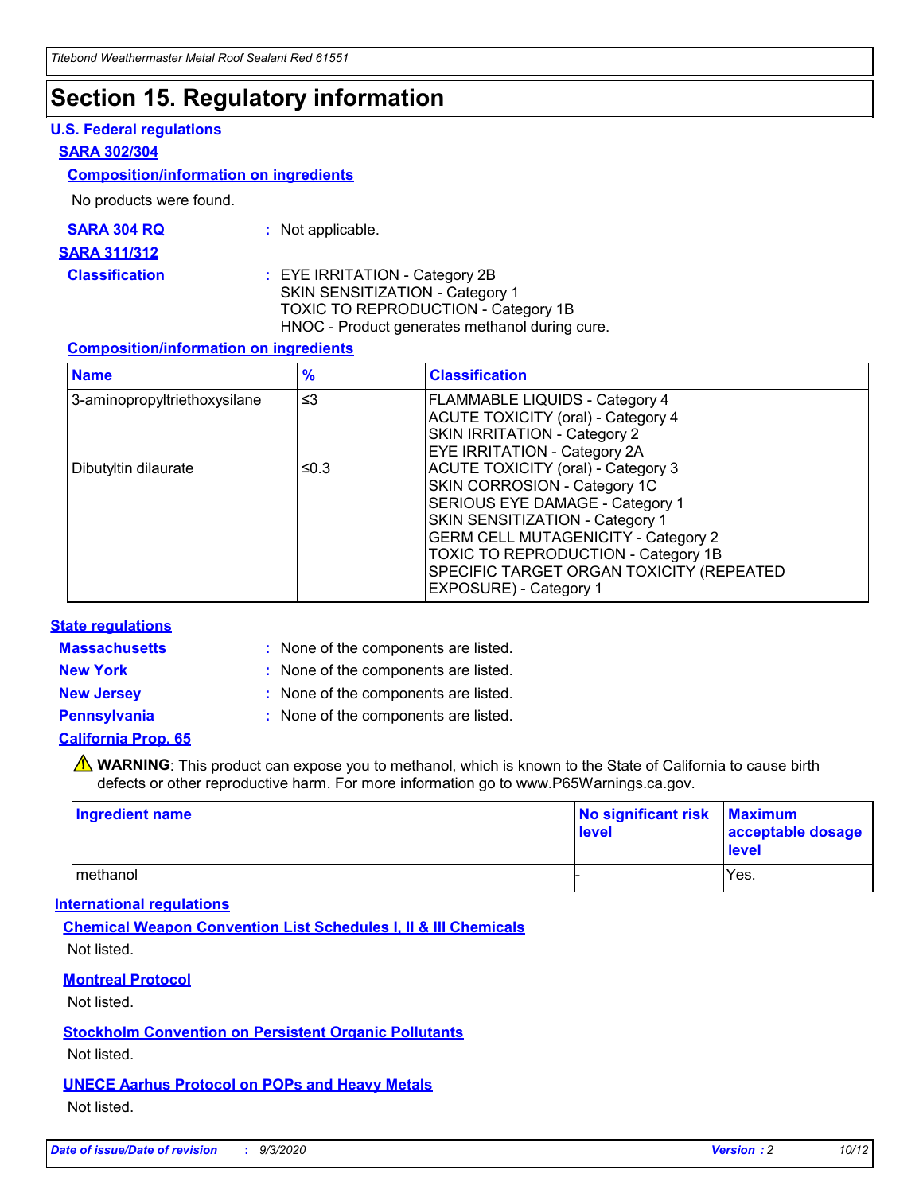# Section 15. Regulatory information

## U.S. Federal regulations

### SARA 302/304

#### Composition/information on ingredients

No products were found.

**SARA 304 RQ** : Not applicable.

### SARA 311/312

**Classification** : EYE IRRITATION - Category 2B
SKIN SENSITIZATION - Category 1
TOXIC TO REPRODUCTION - Category 1B
HNOC - Product generates methanol during cure.

#### Composition/information on ingredients

| Name | % | Classification |
|---|---|---|
| 3-aminopropyltriethoxysilane | ≤3 | FLAMMABLE LIQUIDS - Category 4<br>ACUTE TOXICITY (oral) - Category 4<br>SKIN IRRITATION - Category 2<br>EYE IRRITATION - Category 2A |
| Dibutyltin dilaurate | ≤0.3 | ACUTE TOXICITY (oral) - Category 3<br>SKIN CORROSION - Category 1C<br>SERIOUS EYE DAMAGE - Category 1<br>SKIN SENSITIZATION - Category 1<br>GERM CELL MUTAGENICITY - Category 2<br>TOXIC TO REPRODUCTION - Category 1B<br>SPECIFIC TARGET ORGAN TOXICITY (REPEATED EXPOSURE) - Category 1 |

## State regulations

**Massachusetts** : None of the components are listed.

**New York** : None of the components are listed.

**New Jersey** : None of the components are listed.

**Pennsylvania** : None of the components are listed.

### California Prop. 65

⚠ **WARNING**: This product can expose you to methanol, which is known to the State of California to cause birth defects or other reproductive harm. For more information go to www.P65Warnings.ca.gov.

| Ingredient name | No significant risk level | Maximum acceptable dosage level |
|---|---|---|
| methanol | - | Yes. |

## International regulations

### Chemical Weapon Convention List Schedules I, II & III Chemicals

Not listed.

### Montreal Protocol

Not listed.

### Stockholm Convention on Persistent Organic Pollutants

Not listed.

### UNECE Aarhus Protocol on POPs and Heavy Metals

Not listed.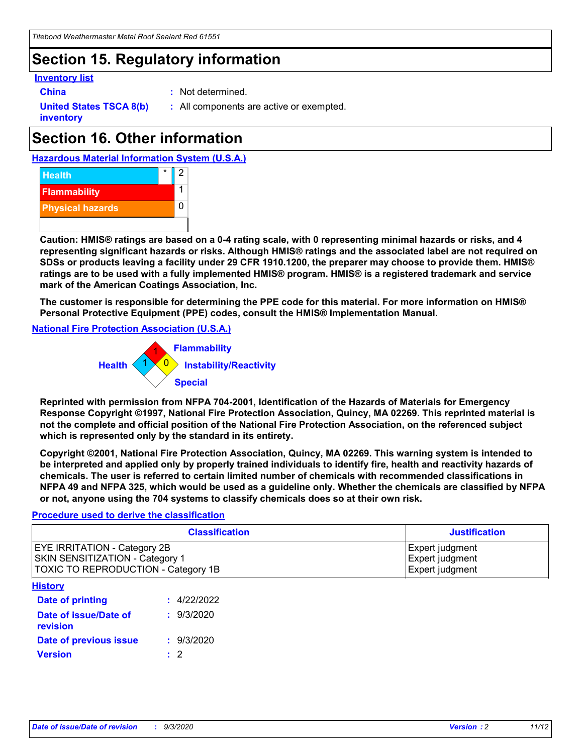# Section 15. Regulatory information

**Inventory list**

**China** : Not determined.

**United States TSCA 8(b) inventory** : All components are active or exempted.

# Section 16. Other information

**Hazardous Material Information System (U.S.A.)**

| | | |
|---|---|---|
| Health | * | 2 |
| Flammability | | 1 |
| Physical hazards | | 0 |

**Caution: HMIS® ratings are based on a 0-4 rating scale, with 0 representing minimal hazards or risks, and 4 representing significant hazards or risks. Although HMIS® ratings and the associated label are not required on SDSs or products leaving a facility under 29 CFR 1910.1200, the preparer may choose to provide them. HMIS® ratings are to be used with a fully implemented HMIS® program. HMIS® is a registered trademark and service mark of the American Coatings Association, Inc.**

**The customer is responsible for determining the PPE code for this material. For more information on HMIS® Personal Protective Equipment (PPE) codes, consult the HMIS® Implementation Manual.**

**National Fire Protection Association (U.S.A.)**

Flammability: 1
Health: 1
Instability/Reactivity: 0
Special:

**Reprinted with permission from NFPA 704-2001, Identification of the Hazards of Materials for Emergency Response Copyright ©1997, National Fire Protection Association, Quincy, MA 02269. This reprinted material is not the complete and official position of the National Fire Protection Association, on the referenced subject which is represented only by the standard in its entirety.**

**Copyright ©2001, National Fire Protection Association, Quincy, MA 02269. This warning system is intended to be interpreted and applied only by properly trained individuals to identify fire, health and reactivity hazards of chemicals. The user is referred to certain limited number of chemicals with recommended classifications in NFPA 49 and NFPA 325, which would be used as a guideline only. Whether the chemicals are classified by NFPA or not, anyone using the 704 systems to classify chemicals does so at their own risk.**

**Procedure used to derive the classification**

| Classification | Justification |
|---|---|
| EYE IRRITATION - Category 2B | Expert judgment |
| SKIN SENSITIZATION - Category 1 | Expert judgment |
| TOXIC TO REPRODUCTION - Category 1B | Expert judgment |

**History**

**Date of printing** : 4/22/2022

**Date of issue/Date of revision** : 9/3/2020

**Date of previous issue** : 9/3/2020

**Version** : 2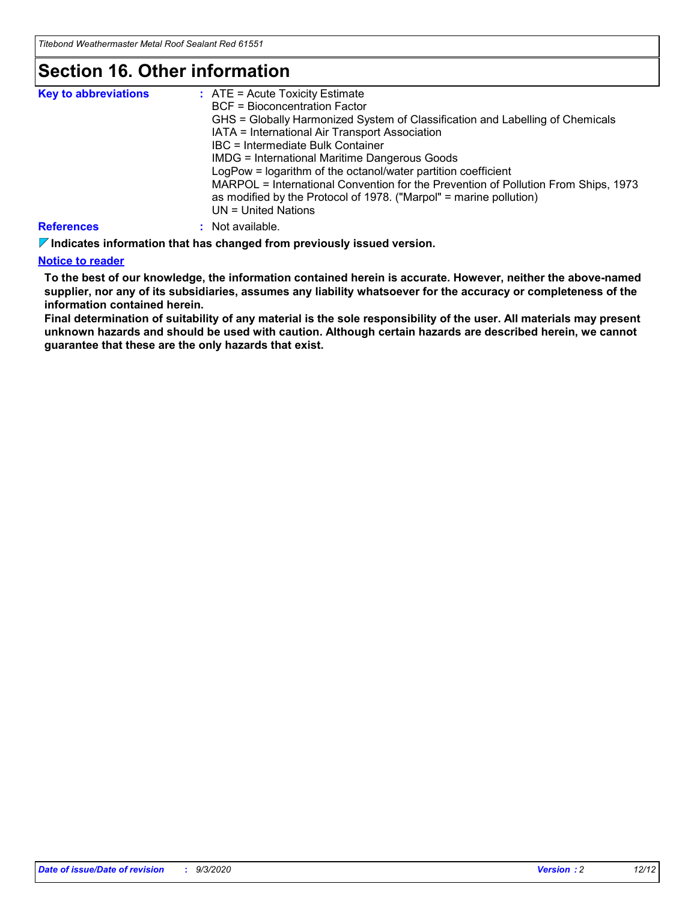# Section 16. Other information

**Key to abbreviations** : ATE = Acute Toxicity Estimate
BCF = Bioconcentration Factor
GHS = Globally Harmonized System of Classification and Labelling of Chemicals
IATA = International Air Transport Association
IBC = Intermediate Bulk Container
IMDG = International Maritime Dangerous Goods
LogPow = logarithm of the octanol/water partition coefficient
MARPOL = International Convention for the Prevention of Pollution From Ships, 1973 as modified by the Protocol of 1978. ("Marpol" = marine pollution)
UN = United Nations

**References** : Not available.

**Indicates information that has changed from previously issued version.**

**Notice to reader**

**To the best of our knowledge, the information contained herein is accurate. However, neither the above-named supplier, nor any of its subsidiaries, assumes any liability whatsoever for the accuracy or completeness of the information contained herein.**

**Final determination of suitability of any material is the sole responsibility of the user. All materials may present unknown hazards and should be used with caution. Although certain hazards are described herein, we cannot guarantee that these are the only hazards that exist.**